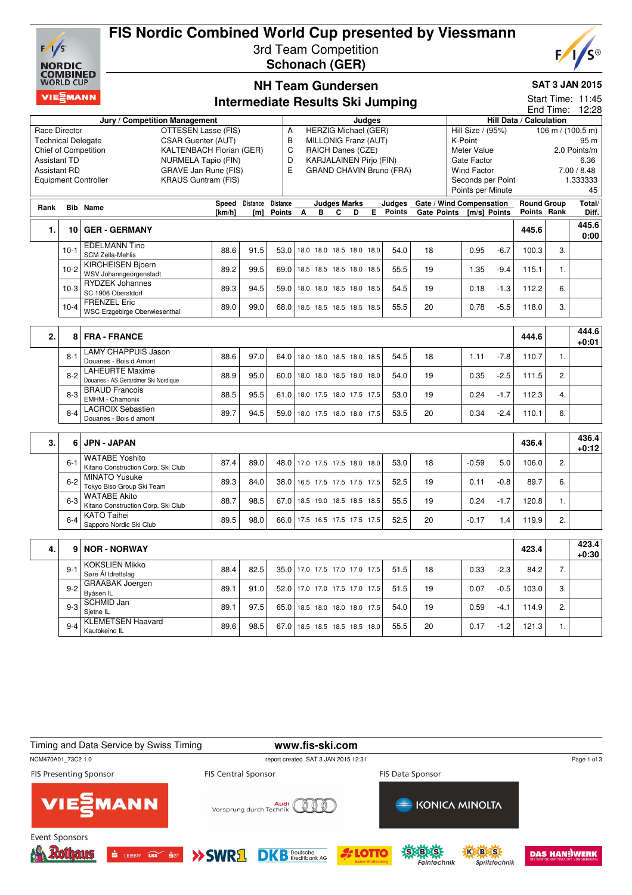# FIS Nordic Combined World Cup presented by Viessmann

## 3rd Team Competition
## Schonach (GER)

### NH Team Gundersen
### Intermediate Results Ski Jumping

**SAT 3 JAN 2015**
Start Time: 11:45
End Time: 12:28

| Jury / Competition Management | | Judges | | Hill Data / Calculation | |
|---|---|---|---|---|---|
| Race Director | OTTESEN Lasse (FIS) | A | HERZIG Michael (GER) | Hill Size / (95%) | 106 m / (100.5 m) |
| Technical Delegate | CSAR Guenter (AUT) | B | MILLONIG Franz (AUT) | K-Point | 95 m |
| Chief of Competition | KALTENBACH Florian (GER) | C | RAICH Danes (CZE) | Meter Value | 2.0 Points/m |
| Assistant TD | NURMELA Tapio (FIN) | D | KARJALAINEN Pirjo (FIN) | Gate Factor | 6.36 |
| Assistant RD | GRAVE Jan Rune (FIS) | E | GRAND CHAVIN Bruno (FRA) | Wind Factor | 7.00 / 8.48 |
| Equipment Controller | KRAUS Guntram (FIS) | | | Seconds per Point | 1.333333 |
| | | | | Points per Minute | 45 |

| Rank | Bib | Name | Speed [km/h] | Distance [m] | Distance Points | A | B | C | D | E | Judges Points | Gate | Gate Points | Wind [m/s] | Wind Points | Round Group Points | Round Group Rank | Total/ Diff. |
|---|---|---|---|---|---|---|---|---|---|---|---|---|---|---|---|---|---|---|
| 1. | 10 | GER - GERMANY | | | | | | | | | | | | | | 445.6 | | 445.6 0:00 |
| | 10-1 | EDELMANN Tino<br>SCM Zella-Mehlis | 88.6 | 91.5 | 53.0 | 18.0 | 18.0 | 18.5 | 18.0 | 18.0 | 54.0 | 18 | | 0.95 | -6.7 | 100.3 | 3. | |
| | 10-2 | KIRCHEISEN Bjoern<br>WSV Johanngeorgenstadt | 89.2 | 99.5 | 69.0 | 18.5 | 18.5 | 18.5 | 18.0 | 18.5 | 55.5 | 19 | | 1.35 | -9.4 | 115.1 | 1. | |
| | 10-3 | RYDZEK Johannes<br>SC 1906 Oberstdorf | 89.3 | 94.5 | 59.0 | 18.0 | 18.0 | 18.5 | 18.0 | 18.5 | 54.5 | 19 | | 0.18 | -1.3 | 112.2 | 6. | |
| | 10-4 | FRENZEL Eric<br>WSC Erzgebirge Oberwiesenthal | 89.0 | 99.0 | 68.0 | 18.5 | 18.5 | 18.5 | 18.5 | 18.5 | 55.5 | 20 | | 0.78 | -5.5 | 118.0 | 3. | |
| 2. | 8 | FRA - FRANCE | | | | | | | | | | | | | | 444.6 | | 444.6 +0:01 |
| | 8-1 | LAMY CHAPPUIS Jason<br>Douanes - Bois d Amont | 88.6 | 97.0 | 64.0 | 18.0 | 18.0 | 18.5 | 18.0 | 18.5 | 54.5 | 18 | | 1.11 | -7.8 | 110.7 | 1. | |
| | 8-2 | LAHEURTE Maxime<br>Douanes - AS Gerardmer Ski Nordique | 88.9 | 95.0 | 60.0 | 18.0 | 18.0 | 18.5 | 18.0 | 18.0 | 54.0 | 19 | | 0.35 | -2.5 | 111.5 | 2. | |
| | 8-3 | BRAUD Francois<br>EMHM - Chamonix | 88.5 | 95.5 | 61.0 | 18.0 | 17.5 | 18.0 | 17.5 | 17.5 | 53.0 | 19 | | 0.24 | -1.7 | 112.3 | 4. | |
| | 8-4 | LACROIX Sebastien<br>Douanes - Bois d amont | 89.7 | 94.5 | 59.0 | 18.0 | 17.5 | 18.0 | 18.0 | 17.5 | 53.5 | 20 | | 0.34 | -2.4 | 110.1 | 6. | |
| 3. | 6 | JPN - JAPAN | | | | | | | | | | | | | | 436.4 | | 436.4 +0:12 |
| | 6-1 | WATABE Yoshito<br>Kitano Construction Corp. Ski Club | 87.4 | 89.0 | 48.0 | 17.0 | 17.5 | 17.5 | 18.0 | 18.0 | 53.0 | 18 | | -0.59 | 5.0 | 106.0 | 2. | |
| | 6-2 | MINATO Yusuke<br>Tokyo Biso Group Ski Team | 89.3 | 84.0 | 38.0 | 16.5 | 17.5 | 17.5 | 17.5 | 17.5 | 52.5 | 19 | | 0.11 | -0.8 | 89.7 | 6. | |
| | 6-3 | WATABE Akito<br>Kitano Construction Corp. Ski Club | 88.7 | 98.5 | 67.0 | 18.5 | 19.0 | 18.5 | 18.5 | 18.5 | 55.5 | 19 | | 0.24 | -1.7 | 120.8 | 1. | |
| | 6-4 | KATO Taihei<br>Sapporo Nordic Ski Club | 89.5 | 98.0 | 66.0 | 17.5 | 16.5 | 17.5 | 17.5 | 17.5 | 52.5 | 20 | | -0.17 | 1.4 | 119.9 | 2. | |
| 4. | 9 | NOR - NORWAY | | | | | | | | | | | | | | 423.4 | | 423.4 +0:30 |
| | 9-1 | KOKSLIEN Mikko<br>Søre Ål Idrettslag | 88.4 | 82.5 | 35.0 | 17.0 | 17.5 | 17.0 | 17.0 | 17.5 | 51.5 | 18 | | 0.33 | -2.3 | 84.2 | 7. | |
| | 9-2 | GRAABAK Joergen<br>Byåsen IL | 89.1 | 91.0 | 52.0 | 17.0 | 17.0 | 17.5 | 17.0 | 17.5 | 51.5 | 19 | | 0.07 | -0.5 | 103.0 | 3. | |
| | 9-3 | SCHMID Jan<br>Sjetne IL | 89.1 | 97.5 | 65.0 | 18.5 | 18.0 | 18.0 | 18.0 | 17.5 | 54.0 | 19 | | 0.59 | -4.1 | 114.9 | 2. | |
| | 9-4 | KLEMETSEN Haavard<br>Kautokeino IL | 89.6 | 98.5 | 67.0 | 18.5 | 18.5 | 18.5 | 18.5 | 18.0 | 55.5 | 20 | | 0.17 | -1.2 | 121.3 | 1. | |

Timing and Data Service by Swiss Timing — www.fis-ski.com

NCM470A01_73C2 1.0 — report created SAT 3 JAN 2015 12:31

FIS Presenting Sponsor: VIESSMANN — FIS Central Sponsor: Audi, Vorsprung durch Technik — FIS Data Sponsor: KONICA MINOLTA

Event Sponsors: Rothaus, LBBW, SWR1, DKB Deutsche Kreditbank AG, LOTTO Baden-Württemberg, SBS Feintechnik, KBS Spritztechnik, DAS HANDWERK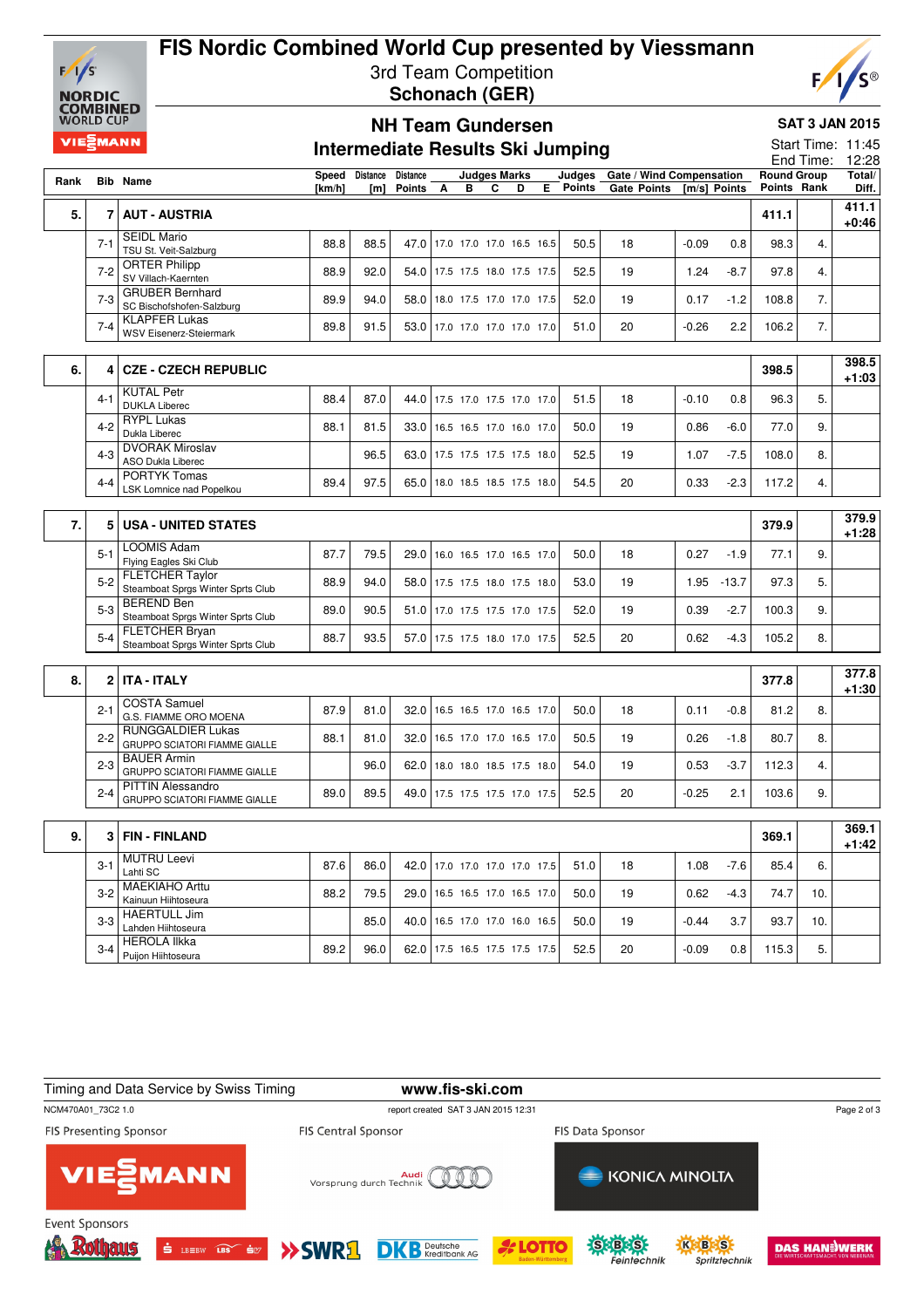# FIS Nordic Combined World Cup presented by Viessmann

3rd Team Competition

**Schonach (GER)**

## NH Team Gundersen

## Intermediate Results Ski Jumping

**SAT 3 JAN 2015**

Start Time: 11:45

End Time: 12:28

| Rank | Bib | Name | Speed [km/h] | Distance [m] | Distance Points | A | B | C | D | E | Judges Points | Gate | Gate Points | Wind [m/s] | Wind Points | Round Group Points | Round Group Rank | Total/ Diff. |
|---|---|---|---|---|---|---|---|---|---|---|---|---|---|---|---|---|---|---|
| 5. | 7 | **AUT - AUSTRIA** | | | | | | | | | | | | | | 411.1 | | 411.1 +0:46 |
| | 7-1 | SEIDL Mario TSU St. Veit-Salzburg | 88.8 | 88.5 | 47.0 | 17.0 | 17.0 | 17.0 | 16.5 | 16.5 | 50.5 | 18 | | -0.09 | 0.8 | 98.3 | 4. | |
| | 7-2 | ORTER Philipp SV Villach-Kaernten | 88.9 | 92.0 | 54.0 | 17.5 | 17.5 | 18.0 | 17.5 | 17.5 | 52.5 | 19 | | 1.24 | -8.7 | 97.8 | 4. | |
| | 7-3 | GRUBER Bernhard SC Bischofshofen-Salzburg | 89.9 | 94.0 | 58.0 | 18.0 | 17.5 | 17.0 | 17.0 | 17.5 | 52.0 | 19 | | 0.17 | -1.2 | 108.8 | 7. | |
| | 7-4 | KLAPFER Lukas WSV Eisenerz-Steiermark | 89.8 | 91.5 | 53.0 | 17.0 | 17.0 | 17.0 | 17.0 | 17.0 | 51.0 | 20 | | -0.26 | 2.2 | 106.2 | 7. | |
| 6. | 4 | **CZE - CZECH REPUBLIC** | | | | | | | | | | | | | | 398.5 | | 398.5 +1:03 |
| | 4-1 | KUTAL Petr DUKLA Liberec | 88.4 | 87.0 | 44.0 | 17.5 | 17.0 | 17.5 | 17.0 | 17.0 | 51.5 | 18 | | -0.10 | 0.8 | 96.3 | 5. | |
| | 4-2 | RYPL Lukas Dukla Liberec | 88.1 | 81.5 | 33.0 | 16.5 | 16.5 | 17.0 | 16.0 | 17.0 | 50.0 | 19 | | 0.86 | -6.0 | 77.0 | 9. | |
| | 4-3 | DVORAK Miroslav ASO Dukla Liberec | | 96.5 | 63.0 | 17.5 | 17.5 | 17.5 | 17.5 | 18.0 | 52.5 | 19 | | 1.07 | -7.5 | 108.0 | 8. | |
| | 4-4 | PORTYK Tomas LSK Lomnice nad Popelkou | 89.4 | 97.5 | 65.0 | 18.0 | 18.5 | 18.5 | 17.5 | 18.0 | 54.5 | 20 | | 0.33 | -2.3 | 117.2 | 4. | |
| 7. | 5 | **USA - UNITED STATES** | | | | | | | | | | | | | | 379.9 | | 379.9 +1:28 |
| | 5-1 | LOOMIS Adam Flying Eagles Ski Club | 87.7 | 79.5 | 29.0 | 16.0 | 16.5 | 17.0 | 16.5 | 17.0 | 50.0 | 18 | | 0.27 | -1.9 | 77.1 | 9. | |
| | 5-2 | FLETCHER Taylor Steamboat Sprgs Winter Sprts Club | 88.9 | 94.0 | 58.0 | 17.5 | 17.5 | 18.0 | 17.5 | 18.0 | 53.0 | 19 | | 1.95 | -13.7 | 97.3 | 5. | |
| | 5-3 | BEREND Ben Steamboat Sprgs Winter Sprts Club | 89.0 | 90.5 | 51.0 | 17.0 | 17.5 | 17.5 | 17.0 | 17.5 | 52.0 | 19 | | 0.39 | -2.7 | 100.3 | 9. | |
| | 5-4 | FLETCHER Bryan Steamboat Sprgs Winter Sprts Club | 88.7 | 93.5 | 57.0 | 17.5 | 17.5 | 18.0 | 17.0 | 17.5 | 52.5 | 20 | | 0.62 | -4.3 | 105.2 | 8. | |
| 8. | 2 | **ITA - ITALY** | | | | | | | | | | | | | | 377.8 | | 377.8 +1:30 |
| | 2-1 | COSTA Samuel G.S. FIAMME ORO MOENA | 87.9 | 81.0 | 32.0 | 16.5 | 16.5 | 17.0 | 16.5 | 17.0 | 50.0 | 18 | | 0.11 | -0.8 | 81.2 | 8. | |
| | 2-2 | RUNGGALDIER Lukas GRUPPO SCIATORI FIAMME GIALLE | 88.1 | 81.0 | 32.0 | 16.5 | 17.0 | 17.0 | 16.5 | 17.0 | 50.5 | 19 | | 0.26 | -1.8 | 80.7 | 8. | |
| | 2-3 | BAUER Armin GRUPPO SCIATORI FIAMME GIALLE | | 96.0 | 62.0 | 18.0 | 18.0 | 18.5 | 17.5 | 18.0 | 54.0 | 19 | | 0.53 | -3.7 | 112.3 | 4. | |
| | 2-4 | PITTIN Alessandro GRUPPO SCIATORI FIAMME GIALLE | 89.0 | 89.5 | 49.0 | 17.5 | 17.5 | 17.5 | 17.0 | 17.5 | 52.5 | 20 | | -0.25 | 2.1 | 103.6 | 9. | |
| 9. | 3 | **FIN - FINLAND** | | | | | | | | | | | | | | 369.1 | | 369.1 +1:42 |
| | 3-1 | MUTRU Leevi Lahti SC | 87.6 | 86.0 | 42.0 | 17.0 | 17.0 | 17.0 | 17.0 | 17.5 | 51.0 | 18 | | 1.08 | -7.6 | 85.4 | 6. | |
| | 3-2 | MAEKIAHO Arttu Kainuun Hiihtoseura | 88.2 | 79.5 | 29.0 | 16.5 | 16.5 | 17.0 | 16.5 | 17.0 | 50.0 | 19 | | 0.62 | -4.3 | 74.7 | 10. | |
| | 3-3 | HAERTULL Jim Lahden Hiihtoseura | | 85.0 | 40.0 | 16.5 | 17.0 | 17.0 | 16.0 | 16.5 | 50.0 | 19 | | -0.44 | 3.7 | 93.7 | 10. | |
| | 3-4 | HEROLA Ilkka Puijon Hiihtoseura | 89.2 | 96.0 | 62.0 | 17.5 | 16.5 | 17.5 | 17.5 | 17.5 | 52.5 | 20 | | -0.09 | 0.8 | 115.3 | 5. | |

Timing and Data Service by Swiss Timing

www.fis-ski.com

NCM470A01_73C2 1.0

report created SAT 3 JAN 2015 12:31

FIS Presenting Sponsor

FIS Central Sponsor

FIS Data Sponsor

Event Sponsors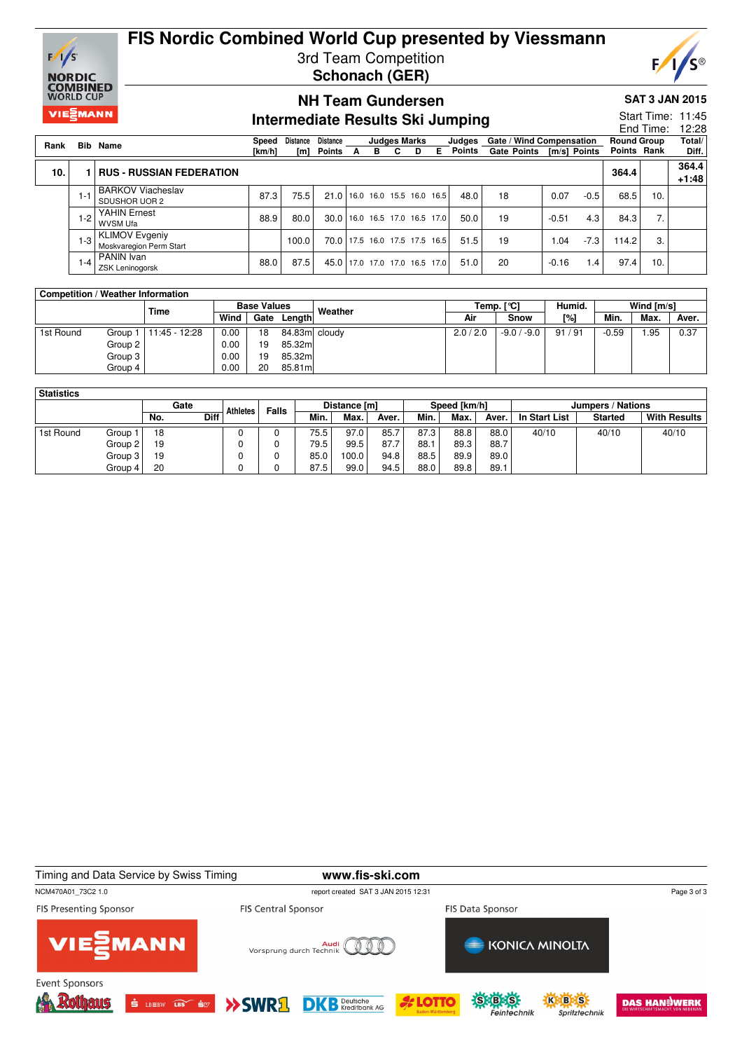# FIS Nordic Combined World Cup presented by Viessmann

3rd Team Competition

**Schonach (GER)**

## NH Team Gundersen

## Intermediate Results Ski Jumping

**SAT 3 JAN 2015**

Start Time: 11:45
End Time: 12:28

| Rank | Bib | Name | Speed [km/h] | Distance [m] | Distance Points | Judges Marks A | B | C | D | E | Judges Points | Gate | Gate Points | Wind [m/s] | Wind Points | Round Group Points | Round Group Rank | Total/ Diff. |
|---|---|---|---|---|---|---|---|---|---|---|---|---|---|---|---|---|---|---|
| 10. | 1 | **RUS - RUSSIAN FEDERATION** | | | | | | | | | | | | | | 364.4 | | 364.4 +1:48 |
| | 1-1 | BARKOV Viacheslav SDUSHOR UOR 2 | 87.3 | 75.5 | 21.0 | 16.0 | 16.0 | 15.5 | 16.0 | 16.5 | 48.0 | 18 | | 0.07 | -0.5 | 68.5 | 10. | |
| | 1-2 | YAHIN Ernest WVSM Ufa | 88.9 | 80.0 | 30.0 | 16.0 | 16.5 | 17.0 | 16.5 | 17.0 | 50.0 | 19 | | -0.51 | 4.3 | 84.3 | 7. | |
| | 1-3 | KLIMOV Evgeniy Moskvaregion Perm Start | | 100.0 | 70.0 | 17.5 | 16.0 | 17.5 | 17.5 | 16.5 | 51.5 | 19 | | 1.04 | -7.3 | 114.2 | 3. | |
| | 1-4 | PANIN Ivan ZSK Leninogorsk | 88.0 | 87.5 | 45.0 | 17.0 | 17.0 | 17.0 | 16.5 | 17.0 | 51.0 | 20 | | -0.16 | 1.4 | 97.4 | 10. | |

### Competition / Weather Information

| | | Time | Base Values Wind | Gate | Length | Weather | Temp. [°C] Air | Snow | Humid. [%] | Wind [m/s] Min. | Max. | Aver. |
|---|---|---|---|---|---|---|---|---|---|---|---|---|
| 1st Round | Group 1 | 11:45 - 12:28 | 0.00 | 18 | 84.83m | cloudy | 2.0 / 2.0 | -9.0 / -9.0 | 91 / 91 | -0.59 | 1.95 | 0.37 |
| | Group 2 | | 0.00 | 19 | 85.32m | | | | | | | |
| | Group 3 | | 0.00 | 19 | 85.32m | | | | | | | |
| | Group 4 | | 0.00 | 20 | 85.81m | | | | | | | |

### Statistics

| | | Gate No. | Gate Diff | Athletes | Falls | Distance [m] Min. | Max. | Aver. | Speed [km/h] Min. | Max. | Aver. | Jumpers / Nations In Start List | Started | With Results |
|---|---|---|---|---|---|---|---|---|---|---|---|---|---|---|
| 1st Round | Group 1 | 18 | | 0 | 0 | 75.5 | 97.0 | 85.7 | 87.3 | 88.8 | 88.0 | 40/10 | 40/10 | 40/10 |
| | Group 2 | 19 | | 0 | 0 | 79.5 | 99.5 | 87.7 | 88.1 | 89.3 | 88.7 | | | |
| | Group 3 | 19 | | 0 | 0 | 85.0 | 100.0 | 94.8 | 88.5 | 89.9 | 89.0 | | | |
| | Group 4 | 20 | | 0 | 0 | 87.5 | 99.0 | 94.5 | 88.0 | 89.8 | 89.1 | | | |

Timing and Data Service by Swiss Timing

www.fis-ski.com

NCM470A01_73C2 1.0

report created SAT 3 JAN 2015 12:31

FIS Presenting Sponsor: VIESSMANN

FIS Central Sponsor: Audi Vorsprung durch Technik

FIS Data Sponsor: KONICA MINOLTA

Event Sponsors